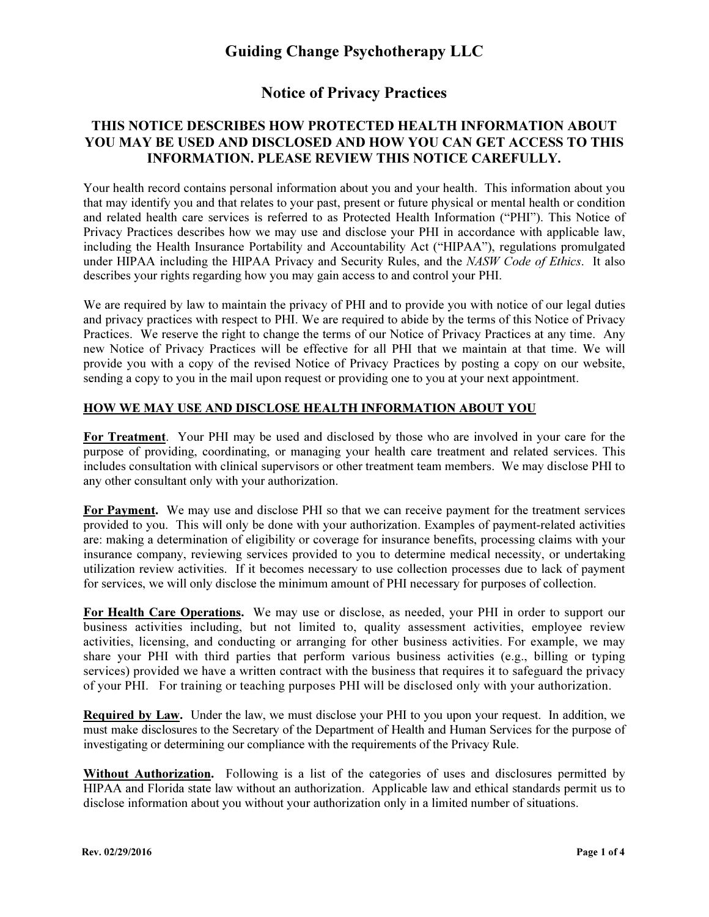# Guiding Change Psychotherapy LLC

## Notice of Privacy Practices

### THIS NOTICE DESCRIBES HOW PROTECTED HEALTH INFORMATION ABOUT YOU MAY BE USED AND DISCLOSED AND HOW YOU CAN GET ACCESS TO THIS INFORMATION. PLEASE REVIEW THIS NOTICE CAREFULLY.

Your health record contains personal information about you and your health. This information about you that may identify you and that relates to your past, present or future physical or mental health or condition and related health care services is referred to as Protected Health Information ("PHI"). This Notice of Privacy Practices describes how we may use and disclose your PHI in accordance with applicable law, including the Health Insurance Portability and Accountability Act ("HIPAA"), regulations promulgated under HIPAA including the HIPAA Privacy and Security Rules, and the *NASW Code of Ethics*. It also describes your rights regarding how you may gain access to and control your PHI.

We are required by law to maintain the privacy of PHI and to provide you with notice of our legal duties and privacy practices with respect to PHI. We are required to abide by the terms of this Notice of Privacy Practices. We reserve the right to change the terms of our Notice of Privacy Practices at any time. Any new Notice of Privacy Practices will be effective for all PHI that we maintain at that time. We will provide you with a copy of the revised Notice of Privacy Practices by posting a copy on our website, sending a copy to you in the mail upon request or providing one to you at your next appointment.

**HOW WE MAY USE AND DISCLOSE HEALTH INFORMATION ABOUT YOU**

**For Treatment**. Your PHI may be used and disclosed by those who are involved in your care for the purpose of providing, coordinating, or managing your health care treatment and related services. This includes consultation with clinical supervisors or other treatment team members. We may disclose PHI to any other consultant only with your authorization.

**For Payment.** We may use and disclose PHI so that we can receive payment for the treatment services provided to you. This will only be done with your authorization. Examples of payment-related activities are: making a determination of eligibility or coverage for insurance benefits, processing claims with your insurance company, reviewing services provided to you to determine medical necessity, or undertaking utilization review activities. If it becomes necessary to use collection processes due to lack of payment for services, we will only disclose the minimum amount of PHI necessary for purposes of collection.

**For Health Care Operations.** We may use or disclose, as needed, your PHI in order to support our business activities including, but not limited to, quality assessment activities, employee review activities, licensing, and conducting or arranging for other business activities. For example, we may share your PHI with third parties that perform various business activities (e.g., billing or typing services) provided we have a written contract with the business that requires it to safeguard the privacy of your PHI. For training or teaching purposes PHI will be disclosed only with your authorization.

**Required by Law.** Under the law, we must disclose your PHI to you upon your request. In addition, we must make disclosures to the Secretary of the Department of Health and Human Services for the purpose of investigating or determining our compliance with the requirements of the Privacy Rule.

**Without Authorization.** Following is a list of the categories of uses and disclosures permitted by HIPAA and Florida state law without an authorization. Applicable law and ethical standards permit us to disclose information about you without your authorization only in a limited number of situations.

Rev. 02/29/2016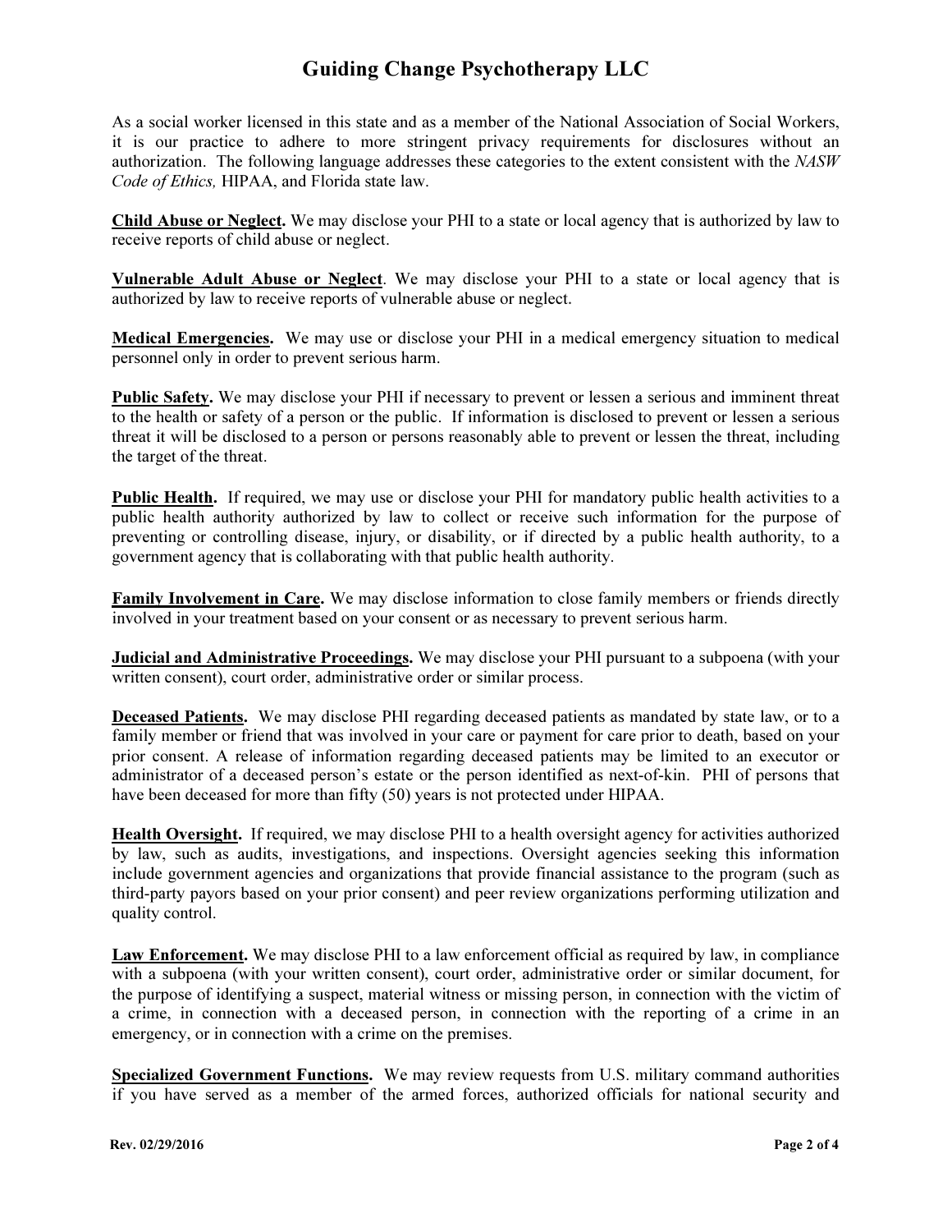# Guiding Change Psychotherapy LLC

As a social worker licensed in this state and as a member of the National Association of Social Workers, it is our practice to adhere to more stringent privacy requirements for disclosures without an authorization. The following language addresses these categories to the extent consistent with the *NASW Code of Ethics,* HIPAA, and Florida state law.

**Child Abuse or Neglect.** We may disclose your PHI to a state or local agency that is authorized by law to receive reports of child abuse or neglect.

**Vulnerable Adult Abuse or Neglect**. We may disclose your PHI to a state or local agency that is authorized by law to receive reports of vulnerable abuse or neglect.

**Medical Emergencies.** We may use or disclose your PHI in a medical emergency situation to medical personnel only in order to prevent serious harm.

**Public Safety.** We may disclose your PHI if necessary to prevent or lessen a serious and imminent threat to the health or safety of a person or the public. If information is disclosed to prevent or lessen a serious threat it will be disclosed to a person or persons reasonably able to prevent or lessen the threat, including the target of the threat.

**Public Health.** If required, we may use or disclose your PHI for mandatory public health activities to a public health authority authorized by law to collect or receive such information for the purpose of preventing or controlling disease, injury, or disability, or if directed by a public health authority, to a government agency that is collaborating with that public health authority.

**Family Involvement in Care.** We may disclose information to close family members or friends directly involved in your treatment based on your consent or as necessary to prevent serious harm.

**Judicial and Administrative Proceedings.** We may disclose your PHI pursuant to a subpoena (with your written consent), court order, administrative order or similar process.

**Deceased Patients.** We may disclose PHI regarding deceased patients as mandated by state law, or to a family member or friend that was involved in your care or payment for care prior to death, based on your prior consent. A release of information regarding deceased patients may be limited to an executor or administrator of a deceased person's estate or the person identified as next-of-kin. PHI of persons that have been deceased for more than fifty (50) years is not protected under HIPAA.

**Health Oversight.** If required, we may disclose PHI to a health oversight agency for activities authorized by law, such as audits, investigations, and inspections. Oversight agencies seeking this information include government agencies and organizations that provide financial assistance to the program (such as third-party payors based on your prior consent) and peer review organizations performing utilization and quality control.

**Law Enforcement.** We may disclose PHI to a law enforcement official as required by law, in compliance with a subpoena (with your written consent), court order, administrative order or similar document, for the purpose of identifying a suspect, material witness or missing person, in connection with the victim of a crime, in connection with a deceased person, in connection with the reporting of a crime in an emergency, or in connection with a crime on the premises.

**Specialized Government Functions.** We may review requests from U.S. military command authorities if you have served as a member of the armed forces, authorized officials for national security and

Rev. 02/29/2016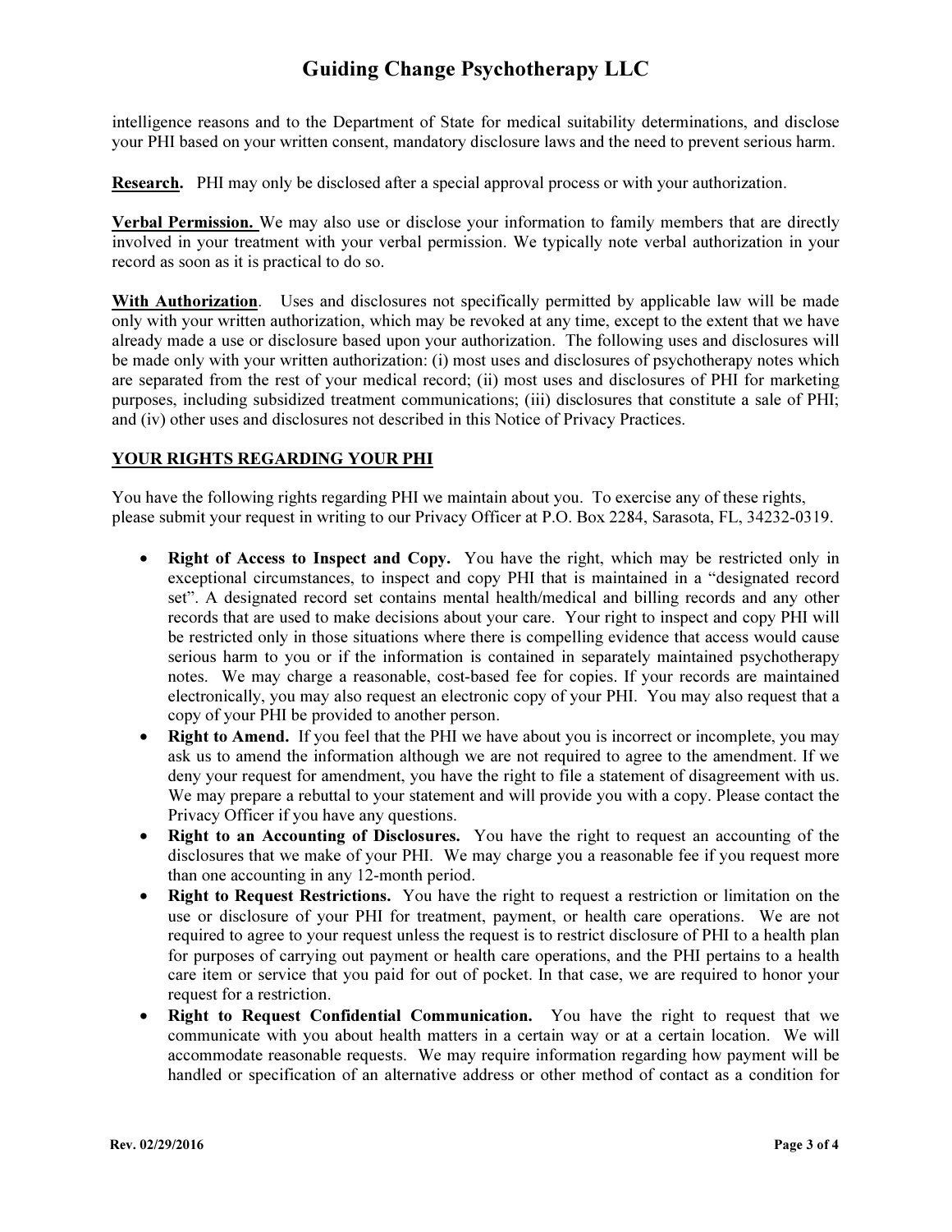intelligence reasons and to the Department of State for medical suitability determinations, and disclose your PHI based on your written consent, mandatory disclosure laws and the need to prevent serious harm.

**Research.** PHI may only be disclosed after a special approval process or with your authorization.

**Verbal Permission.** We may also use or disclose your information to family members that are directly involved in your treatment with your verbal permission. We typically note verbal authorization in your record as soon as it is practical to do so.

**With Authorization**. Uses and disclosures not specifically permitted by applicable law will be made only with your written authorization, which may be revoked at any time, except to the extent that we have already made a use or disclosure based upon your authorization. The following uses and disclosures will be made only with your written authorization: (i) most uses and disclosures of psychotherapy notes which are separated from the rest of your medical record; (ii) most uses and disclosures of PHI for marketing purposes, including subsidized treatment communications; (iii) disclosures that constitute a sale of PHI; and (iv) other uses and disclosures not described in this Notice of Privacy Practices.

## YOUR RIGHTS REGARDING YOUR PHI

You have the following rights regarding PHI we maintain about you. To exercise any of these rights, please submit your request in writing to our Privacy Officer at P.O. Box 2284, Sarasota, FL, 34232-0319.

- **Right of Access to Inspect and Copy.** You have the right, which may be restricted only in exceptional circumstances, to inspect and copy PHI that is maintained in a "designated record set". A designated record set contains mental health/medical and billing records and any other records that are used to make decisions about your care. Your right to inspect and copy PHI will be restricted only in those situations where there is compelling evidence that access would cause serious harm to you or if the information is contained in separately maintained psychotherapy notes. We may charge a reasonable, cost-based fee for copies. If your records are maintained electronically, you may also request an electronic copy of your PHI. You may also request that a copy of your PHI be provided to another person.
- **Right to Amend.** If you feel that the PHI we have about you is incorrect or incomplete, you may ask us to amend the information although we are not required to agree to the amendment. If we deny your request for amendment, you have the right to file a statement of disagreement with us. We may prepare a rebuttal to your statement and will provide you with a copy. Please contact the Privacy Officer if you have any questions.
- **Right to an Accounting of Disclosures.** You have the right to request an accounting of the disclosures that we make of your PHI. We may charge you a reasonable fee if you request more than one accounting in any 12-month period.
- **Right to Request Restrictions.** You have the right to request a restriction or limitation on the use or disclosure of your PHI for treatment, payment, or health care operations. We are not required to agree to your request unless the request is to restrict disclosure of PHI to a health plan for purposes of carrying out payment or health care operations, and the PHI pertains to a health care item or service that you paid for out of pocket. In that case, we are required to honor your request for a restriction.
- **Right to Request Confidential Communication.** You have the right to request that we communicate with you about health matters in a certain way or at a certain location. We will accommodate reasonable requests. We may require information regarding how payment will be handled or specification of an alternative address or other method of contact as a condition for

Rev. 02/29/2016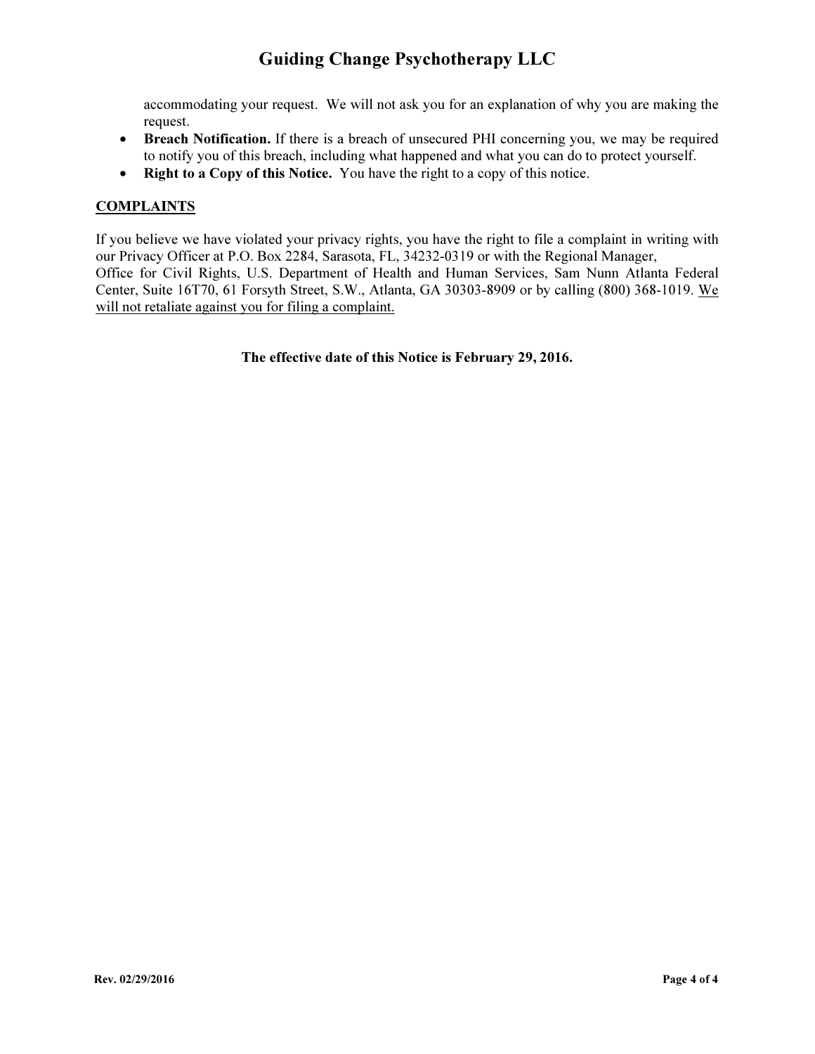accommodating your request. We will not ask you for an explanation of why you are making the request.

- **Breach Notification.** If there is a breach of unsecured PHI concerning you, we may be required to notify you of this breach, including what happened and what you can do to protect yourself.
- **Right to a Copy of this Notice.** You have the right to a copy of this notice.

## COMPLAINTS

If you believe we have violated your privacy rights, you have the right to file a complaint in writing with our Privacy Officer at P.O. Box 2284, Sarasota, FL, 34232-0319 or with the Regional Manager, Office for Civil Rights, U.S. Department of Health and Human Services, Sam Nunn Atlanta Federal Center, Suite 16T70, 61 Forsyth Street, S.W., Atlanta, GA 30303-8909 or by calling (800) 368-1019. <u>We will not retaliate against you for filing a complaint.</u>

**The effective date of this Notice is February 29, 2016.**